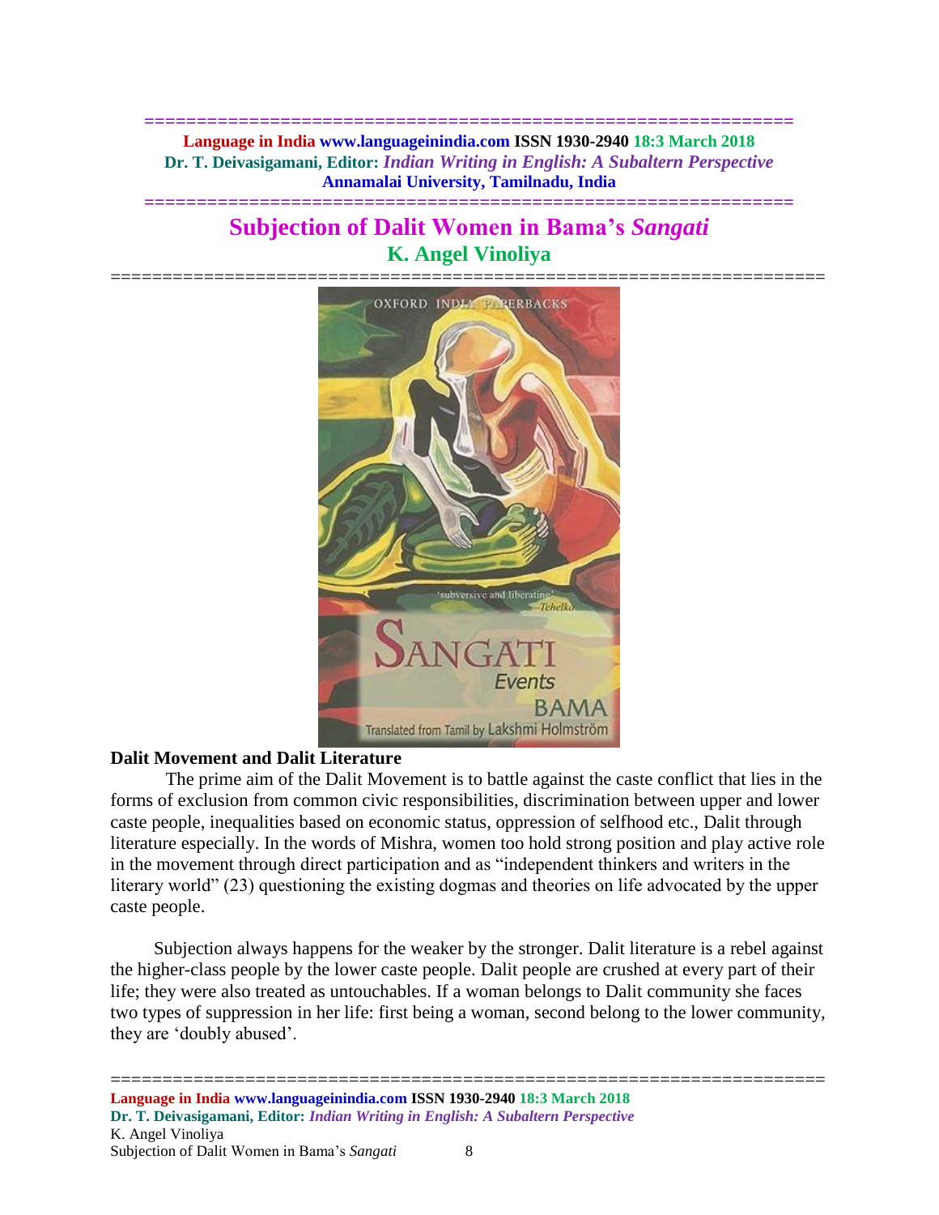# Subjection of Dalit Women in Bama's *Sangati*

## K. Angel Vinoliya

### Dalit Movement and Dalit Literature

The prime aim of the Dalit Movement is to battle against the caste conflict that lies in the forms of exclusion from common civic responsibilities, discrimination between upper and lower caste people, inequalities based on economic status, oppression of selfhood etc., Dalit through literature especially. In the words of Mishra, women too hold strong position and play active role in the movement through direct participation and as "independent thinkers and writers in the literary world" (23) questioning the existing dogmas and theories on life advocated by the upper caste people.

Subjection always happens for the weaker by the stronger. Dalit literature is a rebel against the higher-class people by the lower caste people. Dalit people are crushed at every part of their life; they were also treated as untouchables. If a woman belongs to Dalit community she faces two types of suppression in her life: first being a woman, second belong to the lower community, they are 'doubly abused'.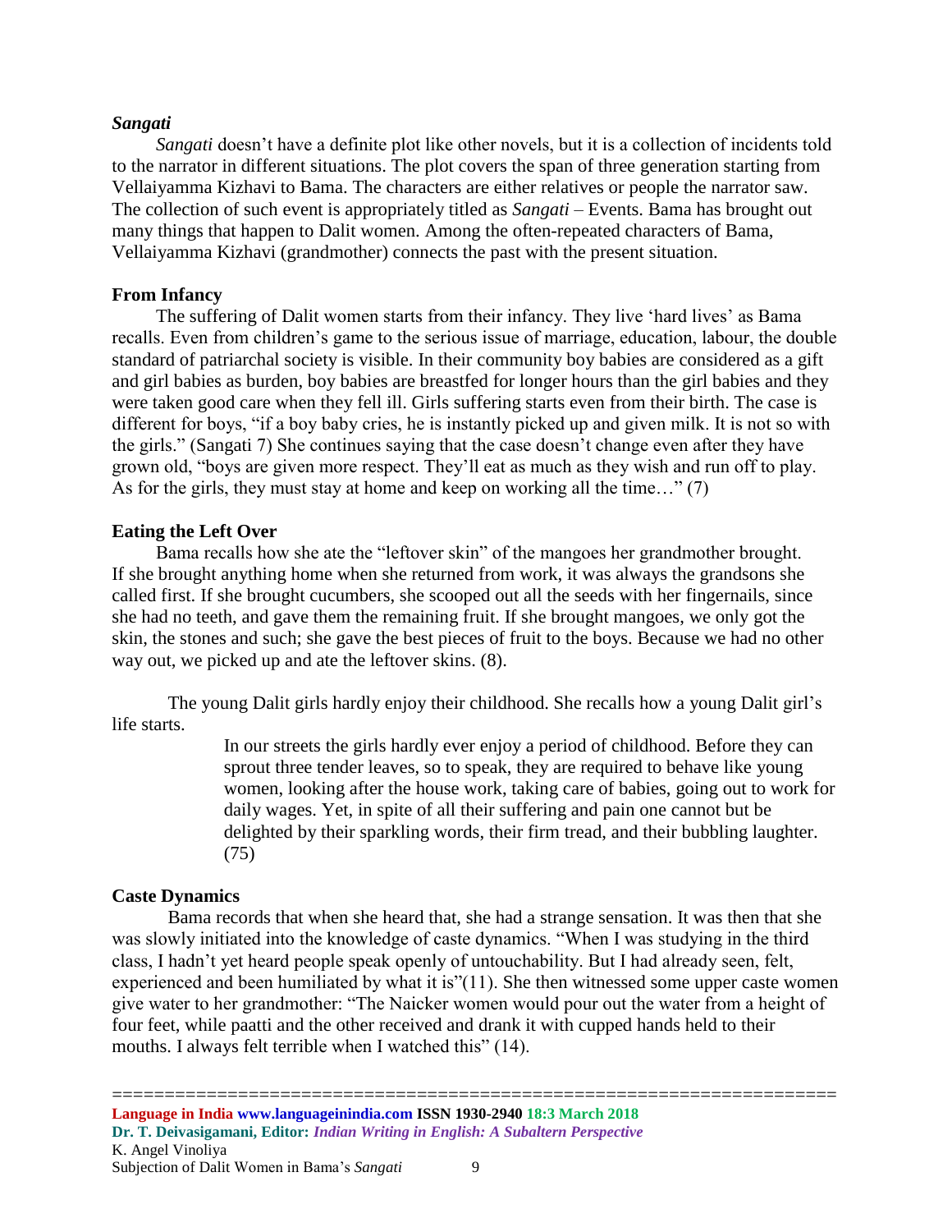### *Sangati*

*Sangati* doesn't have a definite plot like other novels, but it is a collection of incidents told to the narrator in different situations. The plot covers the span of three generation starting from Vellaiyamma Kizhavi to Bama. The characters are either relatives or people the narrator saw. The collection of such event is appropriately titled as *Sangati* – Events. Bama has brought out many things that happen to Dalit women. Among the often-repeated characters of Bama, Vellaiyamma Kizhavi (grandmother) connects the past with the present situation.

### From Infancy

The suffering of Dalit women starts from their infancy. They live 'hard lives' as Bama recalls. Even from children's game to the serious issue of marriage, education, labour, the double standard of patriarchal society is visible. In their community boy babies are considered as a gift and girl babies as burden, boy babies are breastfed for longer hours than the girl babies and they were taken good care when they fell ill. Girls suffering starts even from their birth. The case is different for boys, "if a boy baby cries, he is instantly picked up and given milk. It is not so with the girls." (Sangati 7) She continues saying that the case doesn't change even after they have grown old, "boys are given more respect. They'll eat as much as they wish and run off to play. As for the girls, they must stay at home and keep on working all the time…" (7)

### Eating the Left Over

Bama recalls how she ate the "leftover skin" of the mangoes her grandmother brought. If she brought anything home when she returned from work, it was always the grandsons she called first. If she brought cucumbers, she scooped out all the seeds with her fingernails, since she had no teeth, and gave them the remaining fruit. If she brought mangoes, we only got the skin, the stones and such; she gave the best pieces of fruit to the boys. Because we had no other way out, we picked up and ate the leftover skins. (8).

The young Dalit girls hardly enjoy their childhood. She recalls how a young Dalit girl's life starts.

> In our streets the girls hardly ever enjoy a period of childhood. Before they can sprout three tender leaves, so to speak, they are required to behave like young women, looking after the house work, taking care of babies, going out to work for daily wages. Yet, in spite of all their suffering and pain one cannot but be delighted by their sparkling words, their firm tread, and their bubbling laughter. (75)

### Caste Dynamics

Bama records that when she heard that, she had a strange sensation. It was then that she was slowly initiated into the knowledge of caste dynamics. "When I was studying in the third class, I hadn't yet heard people speak openly of untouchability. But I had already seen, felt, experienced and been humiliated by what it is"(11). She then witnessed some upper caste women give water to her grandmother: "The Naicker women would pour out the water from a height of four feet, while paatti and the other received and drank it with cupped hands held to their mouths. I always felt terrible when I watched this" (14).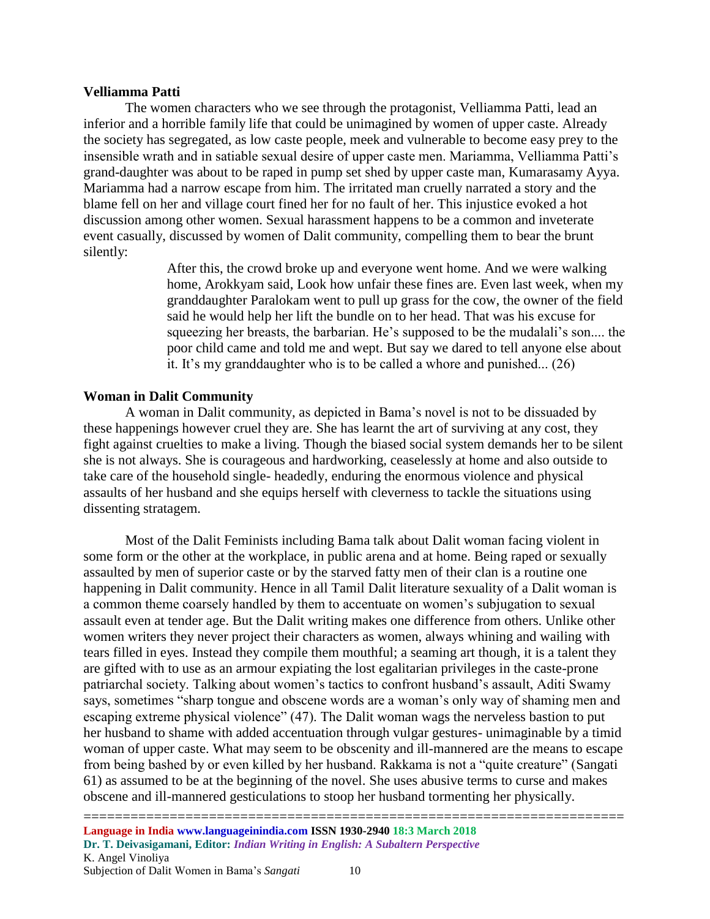### Velliamma Patti

The women characters who we see through the protagonist, Velliamma Patti, lead an inferior and a horrible family life that could be unimagined by women of upper caste. Already the society has segregated, as low caste people, meek and vulnerable to become easy prey to the insensible wrath and in satiable sexual desire of upper caste men. Mariamma, Velliamma Patti's grand-daughter was about to be raped in pump set shed by upper caste man, Kumarasamy Ayya. Mariamma had a narrow escape from him. The irritated man cruelly narrated a story and the blame fell on her and village court fined her for no fault of her. This injustice evoked a hot discussion among other women. Sexual harassment happens to be a common and inveterate event casually, discussed by women of Dalit community, compelling them to bear the brunt silently:

> After this, the crowd broke up and everyone went home. And we were walking home, Arokkyam said, Look how unfair these fines are. Even last week, when my granddaughter Paralokam went to pull up grass for the cow, the owner of the field said he would help her lift the bundle on to her head. That was his excuse for squeezing her breasts, the barbarian. He's supposed to be the mudalali's son.... the poor child came and told me and wept. But say we dared to tell anyone else about it. It's my granddaughter who is to be called a whore and punished... (26)

### Woman in Dalit Community

A woman in Dalit community, as depicted in Bama's novel is not to be dissuaded by these happenings however cruel they are. She has learnt the art of surviving at any cost, they fight against cruelties to make a living. Though the biased social system demands her to be silent she is not always. She is courageous and hardworking, ceaselessly at home and also outside to take care of the household single- headedly, enduring the enormous violence and physical assaults of her husband and she equips herself with cleverness to tackle the situations using dissenting stratagem.

Most of the Dalit Feminists including Bama talk about Dalit woman facing violent in some form or the other at the workplace, in public arena and at home. Being raped or sexually assaulted by men of superior caste or by the starved fatty men of their clan is a routine one happening in Dalit community. Hence in all Tamil Dalit literature sexuality of a Dalit woman is a common theme coarsely handled by them to accentuate on women's subjugation to sexual assault even at tender age. But the Dalit writing makes one difference from others. Unlike other women writers they never project their characters as women, always whining and wailing with tears filled in eyes. Instead they compile them mouthful; a seaming art though, it is a talent they are gifted with to use as an armour expiating the lost egalitarian privileges in the caste-prone patriarchal society. Talking about women's tactics to confront husband's assault, Aditi Swamy says, sometimes "sharp tongue and obscene words are a woman's only way of shaming men and escaping extreme physical violence" (47). The Dalit woman wags the nerveless bastion to put her husband to shame with added accentuation through vulgar gestures- unimaginable by a timid woman of upper caste. What may seem to be obscenity and ill-mannered are the means to escape from being bashed by or even killed by her husband. Rakkama is not a "quite creature" (Sangati 61) as assumed to be at the beginning of the novel. She uses abusive terms to curse and makes obscene and ill-mannered gesticulations to stoop her husband tormenting her physically.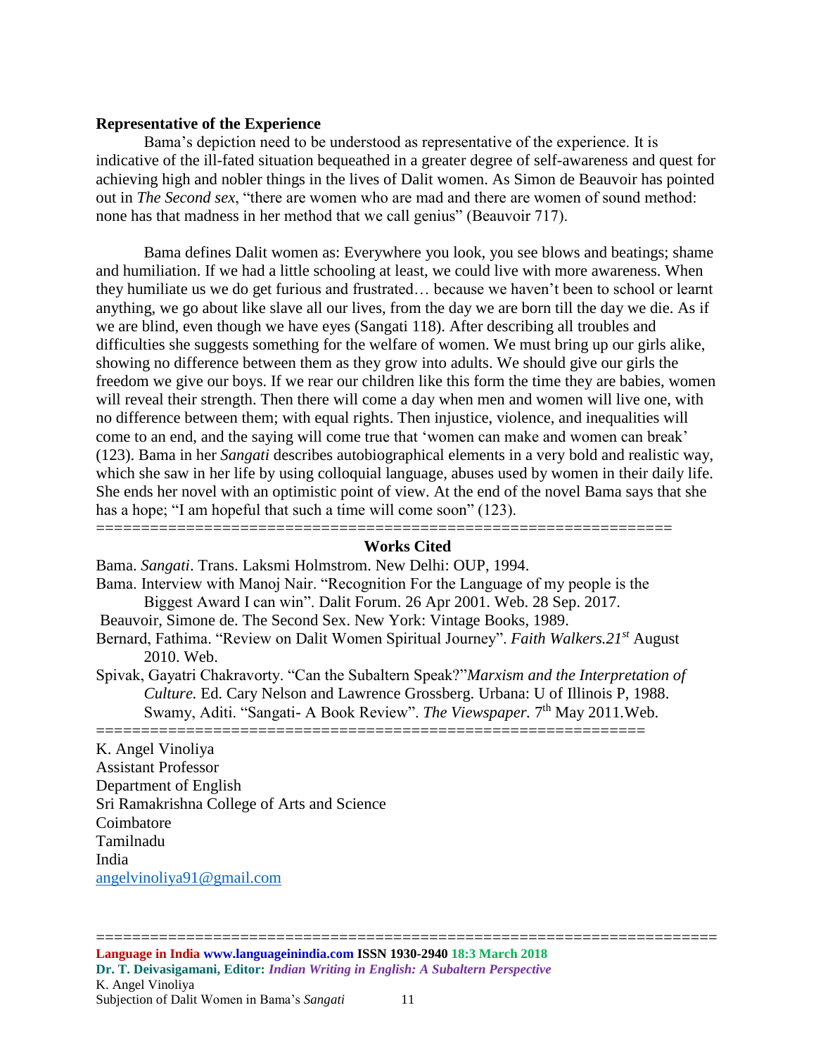**Representative of the Experience**

Bama's depiction need to be understood as representative of the experience. It is indicative of the ill-fated situation bequeathed in a greater degree of self-awareness and quest for achieving high and nobler things in the lives of Dalit women. As Simon de Beauvoir has pointed out in *The Second sex*, "there are women who are mad and there are women of sound method: none has that madness in her method that we call genius" (Beauvoir 717).

Bama defines Dalit women as: Everywhere you look, you see blows and beatings; shame and humiliation. If we had a little schooling at least, we could live with more awareness. When they humiliate us we do get furious and frustrated… because we haven't been to school or learnt anything, we go about like slave all our lives, from the day we are born till the day we die. As if we are blind, even though we have eyes (Sangati 118). After describing all troubles and difficulties she suggests something for the welfare of women. We must bring up our girls alike, showing no difference between them as they grow into adults. We should give our girls the freedom we give our boys. If we rear our children like this form the time they are babies, women will reveal their strength. Then there will come a day when men and women will live one, with no difference between them; with equal rights. Then injustice, violence, and inequalities will come to an end, and the saying will come true that 'women can make and women can break' (123). Bama in her *Sangati* describes autobiographical elements in a very bold and realistic way, which she saw in her life by using colloquial language, abuses used by women in their daily life. She ends her novel with an optimistic point of view. At the end of the novel Bama says that she has a hope; "I am hopeful that such a time will come soon" (123).

================================================================

**Works Cited**

Bama. *Sangati*. Trans. Laksmi Holmstrom. New Delhi: OUP, 1994.

Bama. Interview with Manoj Nair. "Recognition For the Language of my people is the Biggest Award I can win". Dalit Forum. 26 Apr 2001. Web. 28 Sep. 2017.

Beauvoir, Simone de. The Second Sex. New York: Vintage Books, 1989.

Bernard, Fathima. "Review on Dalit Women Spiritual Journey". *Faith Walkers.21st* August 2010. Web.

Spivak, Gayatri Chakravorty. "Can the Subaltern Speak?"*Marxism and the Interpretation of Culture.* Ed. Cary Nelson and Lawrence Grossberg. Urbana: U of Illinois P, 1988.

Swamy, Aditi. "Sangati- A Book Review". *The Viewspaper.* 7th May 2011.Web.

================================================================

K. Angel Vinoliya
Assistant Professor
Department of English
Sri Ramakrishna College of Arts and Science
Coimbatore
Tamilnadu
India
angelvinoliya91@gmail.com